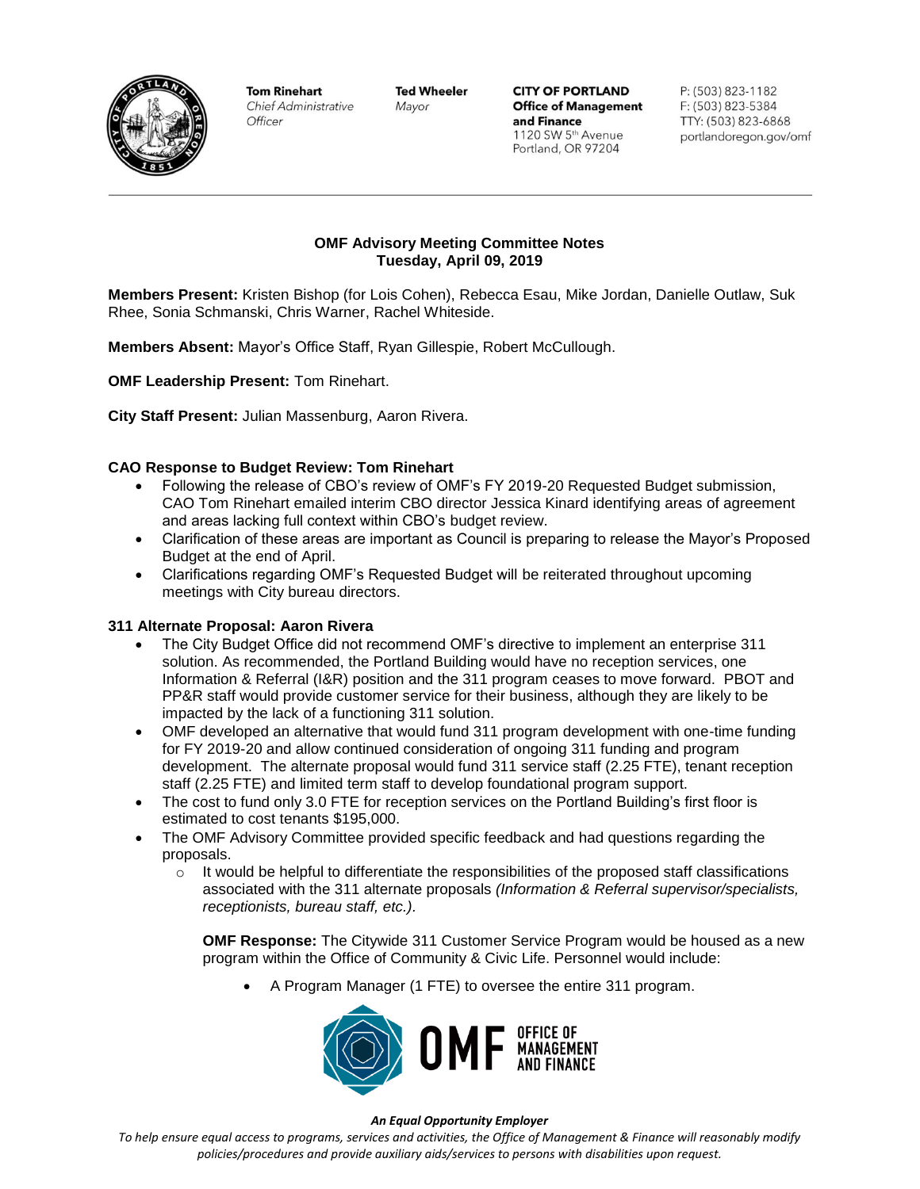Tom Rinehart
*Chief Administrative Officer*

Ted Wheeler
*Mayor*

**CITY OF PORTLAND**
**Office of Management and Finance**
1120 SW 5th Avenue
Portland, OR 97204

P: (503) 823-1182
F: (503) 823-5384
TTY: (503) 823-6868
portlandoregon.gov/omf

---

## OMF Advisory Meeting Committee Notes
## Tuesday, April 09, 2019

**Members Present:** Kristen Bishop (for Lois Cohen), Rebecca Esau, Mike Jordan, Danielle Outlaw, Suk Rhee, Sonia Schmanski, Chris Warner, Rachel Whiteside.

**Members Absent:** Mayor's Office Staff, Ryan Gillespie, Robert McCullough.

**OMF Leadership Present:** Tom Rinehart.

**City Staff Present:** Julian Massenburg, Aaron Rivera.

### CAO Response to Budget Review: Tom Rinehart

- Following the release of CBO's review of OMF's FY 2019-20 Requested Budget submission, CAO Tom Rinehart emailed interim CBO director Jessica Kinard identifying areas of agreement and areas lacking full context within CBO's budget review.
- Clarification of these areas are important as Council is preparing to release the Mayor's Proposed Budget at the end of April.
- Clarifications regarding OMF's Requested Budget will be reiterated throughout upcoming meetings with City bureau directors.

### 311 Alternate Proposal: Aaron Rivera

- The City Budget Office did not recommend OMF's directive to implement an enterprise 311 solution. As recommended, the Portland Building would have no reception services, one Information & Referral (I&R) position and the 311 program ceases to move forward. PBOT and PP&R staff would provide customer service for their business, although they are likely to be impacted by the lack of a functioning 311 solution.
- OMF developed an alternative that would fund 311 program development with one-time funding for FY 2019-20 and allow continued consideration of ongoing 311 funding and program development. The alternate proposal would fund 311 service staff (2.25 FTE), tenant reception staff (2.25 FTE) and limited term staff to develop foundational program support.
- The cost to fund only 3.0 FTE for reception services on the Portland Building's first floor is estimated to cost tenants $195,000.
- The OMF Advisory Committee provided specific feedback and had questions regarding the proposals.
  - It would be helpful to differentiate the responsibilities of the proposed staff classifications associated with the 311 alternate proposals *(Information & Referral supervisor/specialists, receptionists, bureau staff, etc.).*

    **OMF Response:** The Citywide 311 Customer Service Program would be housed as a new program within the Office of Community & Civic Life. Personnel would include:

    - A Program Manager (1 FTE) to oversee the entire 311 program.

OMF OFFICE OF MANAGEMENT AND FINANCE

***An Equal Opportunity Employer***

*To help ensure equal access to programs, services and activities, the Office of Management & Finance will reasonably modify policies/procedures and provide auxiliary aids/services to persons with disabilities upon request.*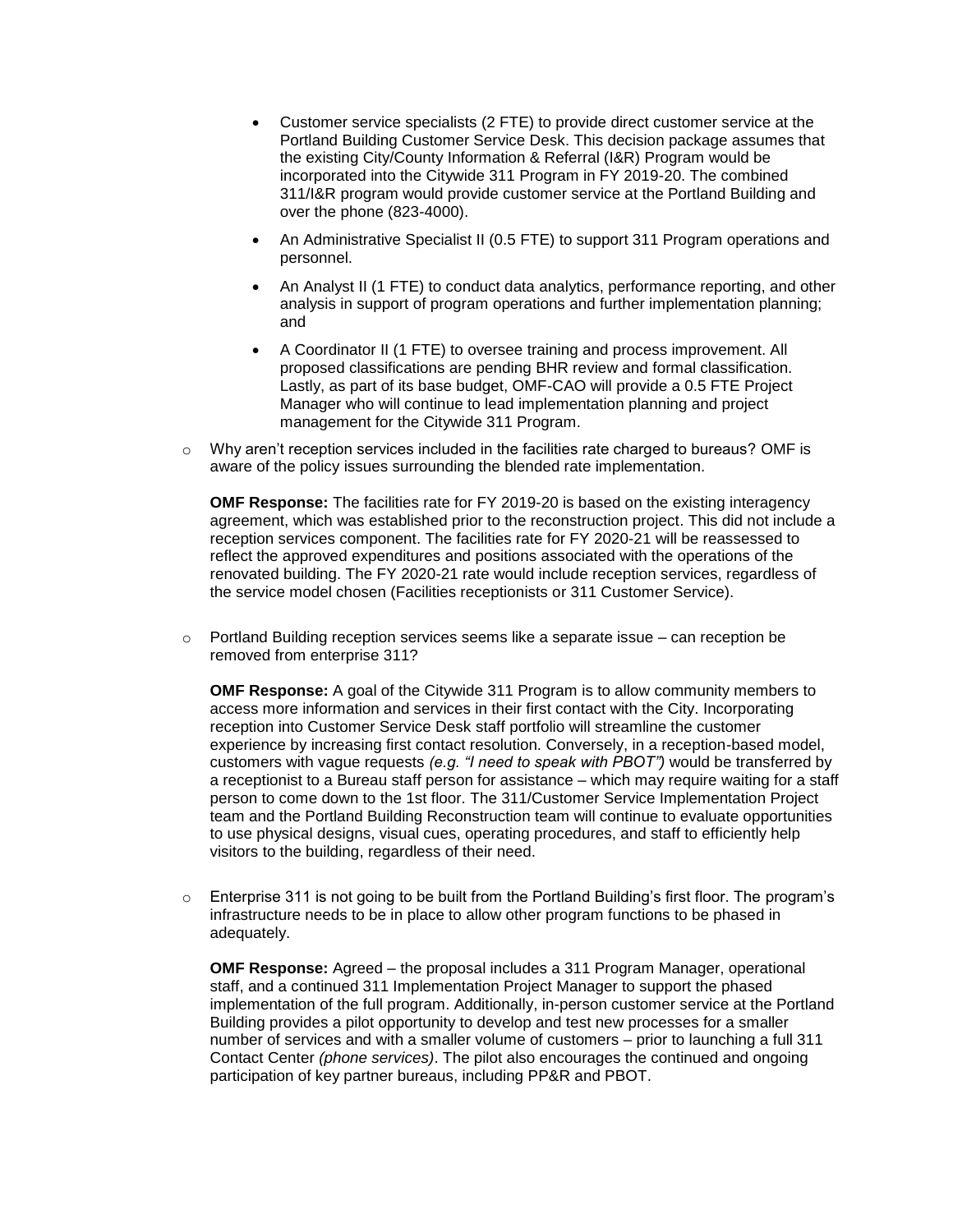- Customer service specialists (2 FTE) to provide direct customer service at the Portland Building Customer Service Desk. This decision package assumes that the existing City/County Information & Referral (I&R) Program would be incorporated into the Citywide 311 Program in FY 2019-20. The combined 311/I&R program would provide customer service at the Portland Building and over the phone (823-4000).
- An Administrative Specialist II (0.5 FTE) to support 311 Program operations and personnel.
- An Analyst II (1 FTE) to conduct data analytics, performance reporting, and other analysis in support of program operations and further implementation planning; and
- A Coordinator II (1 FTE) to oversee training and process improvement. All proposed classifications are pending BHR review and formal classification. Lastly, as part of its base budget, OMF-CAO will provide a 0.5 FTE Project Manager who will continue to lead implementation planning and project management for the Citywide 311 Program.

- Why aren't reception services included in the facilities rate charged to bureaus? OMF is aware of the policy issues surrounding the blended rate implementation.

  **OMF Response:** The facilities rate for FY 2019-20 is based on the existing interagency agreement, which was established prior to the reconstruction project. This did not include a reception services component. The facilities rate for FY 2020-21 will be reassessed to reflect the approved expenditures and positions associated with the operations of the renovated building. The FY 2020-21 rate would include reception services, regardless of the service model chosen (Facilities receptionists or 311 Customer Service).

- Portland Building reception services seems like a separate issue – can reception be removed from enterprise 311?

  **OMF Response:** A goal of the Citywide 311 Program is to allow community members to access more information and services in their first contact with the City. Incorporating reception into Customer Service Desk staff portfolio will streamline the customer experience by increasing first contact resolution. Conversely, in a reception-based model, customers with vague requests *(e.g. "I need to speak with PBOT")* would be transferred by a receptionist to a Bureau staff person for assistance – which may require waiting for a staff person to come down to the 1st floor. The 311/Customer Service Implementation Project team and the Portland Building Reconstruction team will continue to evaluate opportunities to use physical designs, visual cues, operating procedures, and staff to efficiently help visitors to the building, regardless of their need.

- Enterprise 311 is not going to be built from the Portland Building's first floor. The program's infrastructure needs to be in place to allow other program functions to be phased in adequately.

  **OMF Response:** Agreed – the proposal includes a 311 Program Manager, operational staff, and a continued 311 Implementation Project Manager to support the phased implementation of the full program. Additionally, in-person customer service at the Portland Building provides a pilot opportunity to develop and test new processes for a smaller number of services and with a smaller volume of customers – prior to launching a full 311 Contact Center *(phone services)*. The pilot also encourages the continued and ongoing participation of key partner bureaus, including PP&R and PBOT.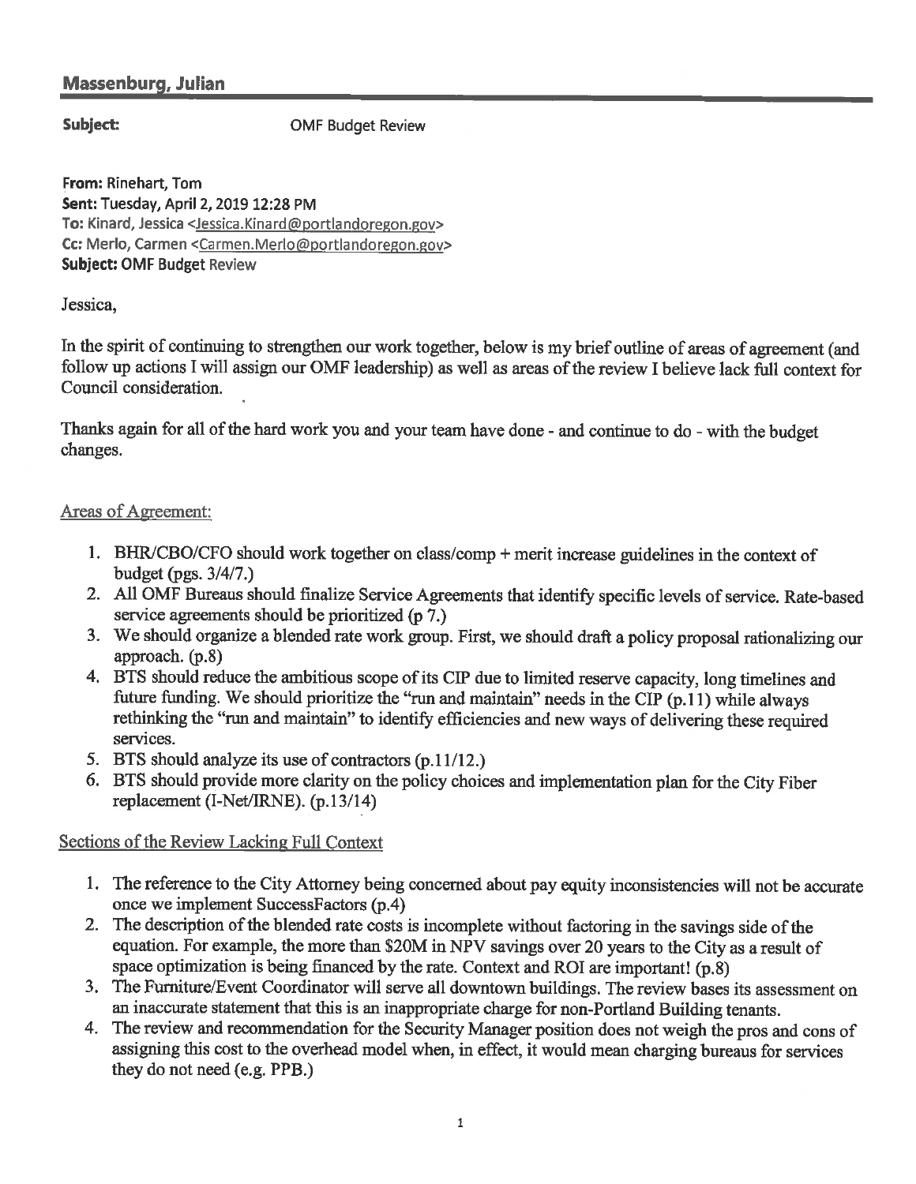## Massenburg, Julian

**Subject:** OMF Budget Review

**From:** Rinehart, Tom
**Sent:** Tuesday, April 2, 2019 12:28 PM
**To:** Kinard, Jessica <Jessica.Kinard@portlandoregon.gov>
**Cc:** Merlo, Carmen <Carmen.Merlo@portlandoregon.gov>
**Subject:** OMF Budget Review

Jessica,

In the spirit of continuing to strengthen our work together, below is my brief outline of areas of agreement (and follow up actions I will assign our OMF leadership) as well as areas of the review I believe lack full context for Council consideration.

Thanks again for all of the hard work you and your team have done - and continue to do - with the budget changes.

Areas of Agreement:

1. BHR/CBO/CFO should work together on class/comp + merit increase guidelines in the context of budget (pgs. 3/4/7.)
2. All OMF Bureaus should finalize Service Agreements that identify specific levels of service. Rate-based service agreements should be prioritized (p 7.)
3. We should organize a blended rate work group. First, we should draft a policy proposal rationalizing our approach. (p.8)
4. BTS should reduce the ambitious scope of its CIP due to limited reserve capacity, long timelines and future funding. We should prioritize the "run and maintain" needs in the CIP (p.11) while always rethinking the "run and maintain" to identify efficiencies and new ways of delivering these required services.
5. BTS should analyze its use of contractors (p.11/12.)
6. BTS should provide more clarity on the policy choices and implementation plan for the City Fiber replacement (I-Net/IRNE). (p.13/14)

Sections of the Review Lacking Full Context

1. The reference to the City Attorney being concerned about pay equity inconsistencies will not be accurate once we implement SuccessFactors (p.4)
2. The description of the blended rate costs is incomplete without factoring in the savings side of the equation. For example, the more than $20M in NPV savings over 20 years to the City as a result of space optimization is being financed by the rate. Context and ROI are important! (p.8)
3. The Furniture/Event Coordinator will serve all downtown buildings. The review bases its assessment on an inaccurate statement that this is an inappropriate charge for non-Portland Building tenants.
4. The review and recommendation for the Security Manager position does not weigh the pros and cons of assigning this cost to the overhead model when, in effect, it would mean charging bureaus for services they do not need (e.g. PPB.)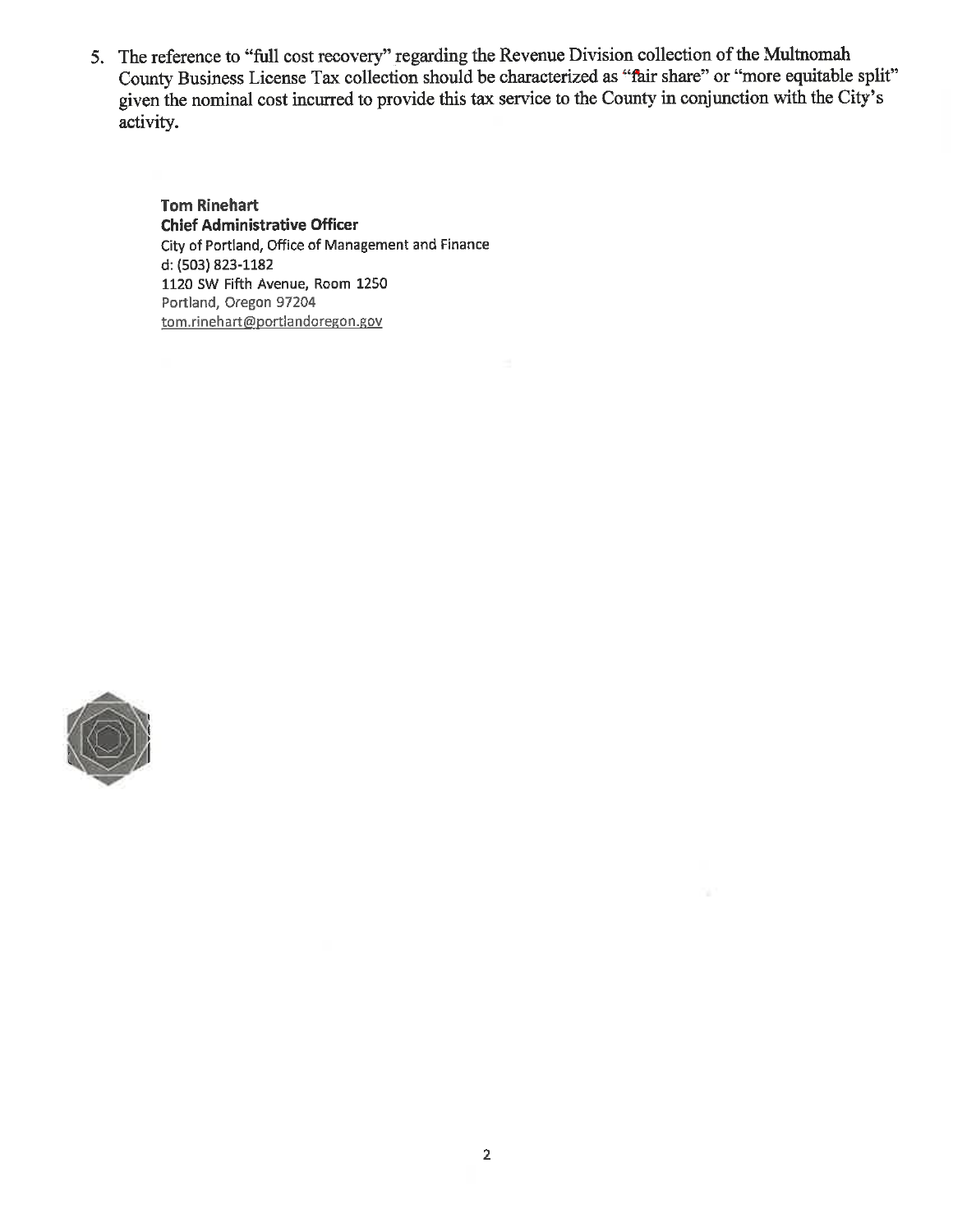5. The reference to "full cost recovery" regarding the Revenue Division collection of the Multnomah County Business License Tax collection should be characterized as "fair share" or "more equitable split" given the nominal cost incurred to provide this tax service to the County in conjunction with the City's activity.

**Tom Rinehart**
**Chief Administrative Officer**
City of Portland, Office of Management and Finance
d: (503) 823-1182
1120 SW Fifth Avenue, Room 1250
Portland, Oregon 97204
tom.rinehart@portlandoregon.gov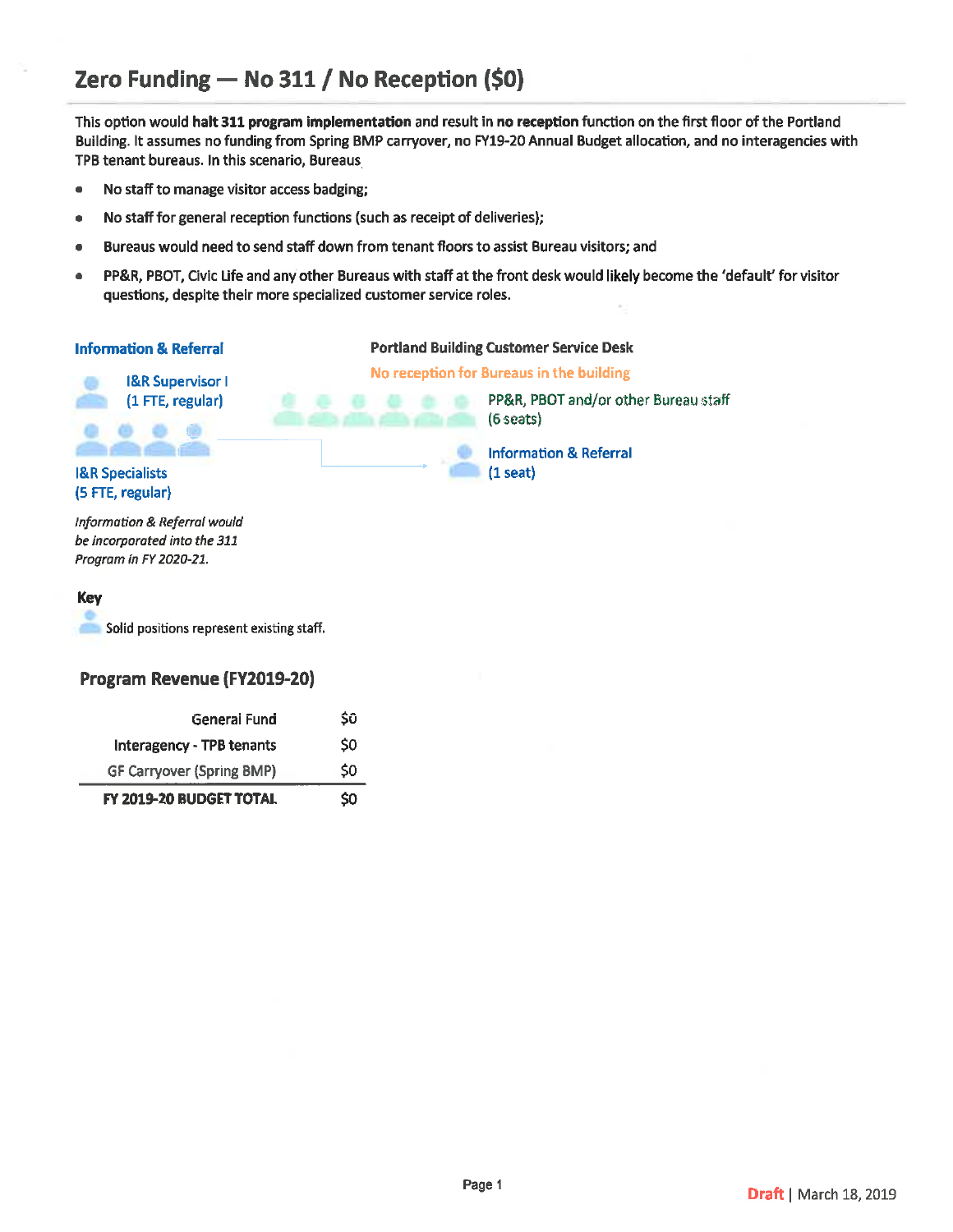# Zero Funding — No 311 / No Reception ($0)

This option would **halt 311 program implementation** and result in **no reception** function on the first floor of the Portland Building. It assumes no funding from Spring BMP carryover, no FY19-20 Annual Budget allocation, and no interagencies with TPB tenant bureaus. In this scenario, Bureaus

- No staff to manage visitor access badging;
- No staff for general reception functions (such as receipt of deliveries);
- Bureaus would need to send staff down from tenant floors to assist Bureau visitors; and
- PP&R, PBOT, Civic Life and any other Bureaus with staff at the front desk would likely become the 'default' for visitor questions, despite their more specialized customer service roles.

**Information & Referral**

I&R Supervisor I
(1 FTE, regular)

I&R Specialists
(5 FTE, regular)

*Information & Referral would be incorporated into the 311 Program in FY 2020-21.*

**Portland Building Customer Service Desk**

No reception for Bureaus in the building

PP&R, PBOT and/or other Bureau staff
(6 seats)

Information & Referral
(1 seat)

**Key**

Solid positions represent existing staff.

## Program Revenue (FY2019-20)

| | |
|---|---|
| General Fund | $0 |
| Interagency - TPB tenants | $0 |
| GF Carryover (Spring BMP) | $0 |
| **FY 2019-20 BUDGET TOTAL** | $0 |

Draft | March 18, 2019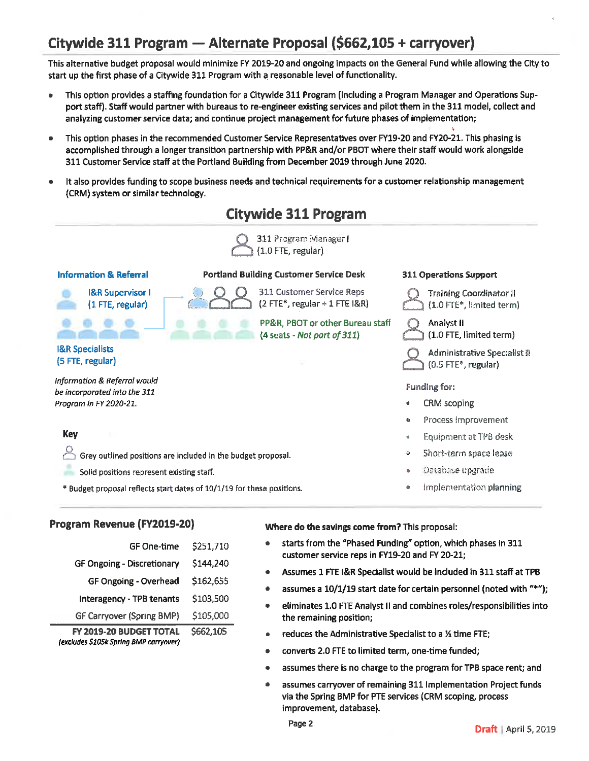# Citywide 311 Program — Alternate Proposal ($662,105 + carryover)

This alternative budget proposal would minimize FY 2019-20 and ongoing impacts on the General Fund while allowing the City to start up the first phase of a Citywide 311 Program with a reasonable level of functionality.

- This option provides a staffing foundation for a Citywide 311 Program (including a Program Manager and Operations Support staff). Staff would partner with bureaus to re-engineer existing services and pilot them in the 311 model, collect and analyzing customer service data; and continue project management for future phases of implementation;
- This option phases in the recommended Customer Service Representatives over FY19-20 and FY20-21. This phasing is accomplished through a longer transition partnership with PP&R and/or PBOT where their staff would work alongside 311 Customer Service staff at the Portland Building from December 2019 through June 2020.
- It also provides funding to scope business needs and technical requirements for a customer relationship management (CRM) system or similar technology.

## Citywide 311 Program

311 Program Manager I
(1.0 FTE, regular)

**Information & Referral**

I&R Supervisor I
(1 FTE, regular)

I&R Specialists
(5 FTE, regular)

*Information & Referral would be incorporated into the 311 Program in FY 2020-21.*

**Portland Building Customer Service Desk**

311 Customer Service Reps
(2 FTE*, regular + 1 FTE I&R)

PP&R, PBOT or other Bureau staff
(4 seats - *Not part of 311*)

**311 Operations Support**

Training Coordinator II
(1.0 FTE*, limited term)

Analyst II
(1.0 FTE, limited term)

Administrative Specialist II
(0.5 FTE*, regular)

**Funding for:**

- CRM scoping
- Process improvement
- Equipment at TPB desk
- Short-term space lease
- Database upgrade
- Implementation planning

**Key**

Grey outlined positions are included in the budget proposal.

Solid positions represent existing staff.

* Budget proposal reflects start dates of 10/1/19 for these positions.

### Program Revenue (FY2019-20)

| | |
|---|---|
| GF One-time | $251,710 |
| GF Ongoing - Discretionary | $144,240 |
| GF Ongoing - Overhead | $162,655 |
| Interagency - TPB tenants | $103,500 |
| GF Carryover (Spring BMP) | $105,000 |
| **FY 2019-20 BUDGET TOTAL** *(excludes $105k Spring BMP carryover)* | **$662,105** |

**Where do the savings come from?** This proposal:

- starts from the "Phased Funding" option, which phases in 311 customer service reps in FY19-20 and FY 20-21;
- Assumes 1 FTE I&R Specialist would be included in 311 staff at TPB
- assumes a 10/1/19 start date for certain personnel (noted with "*");
- eliminates 1.0 FTE Analyst II and combines roles/responsibilities into the remaining position;
- reduces the Administrative Specialist to a ½ time FTE;
- converts 2.0 FTE to limited term, one-time funded;
- assumes there is no charge to the program for TPB space rent; and
- assumes carryover of remaining 311 Implementation Project funds via the Spring BMP for PTE services (CRM scoping, process improvement, database).

Draft | April 5, 2019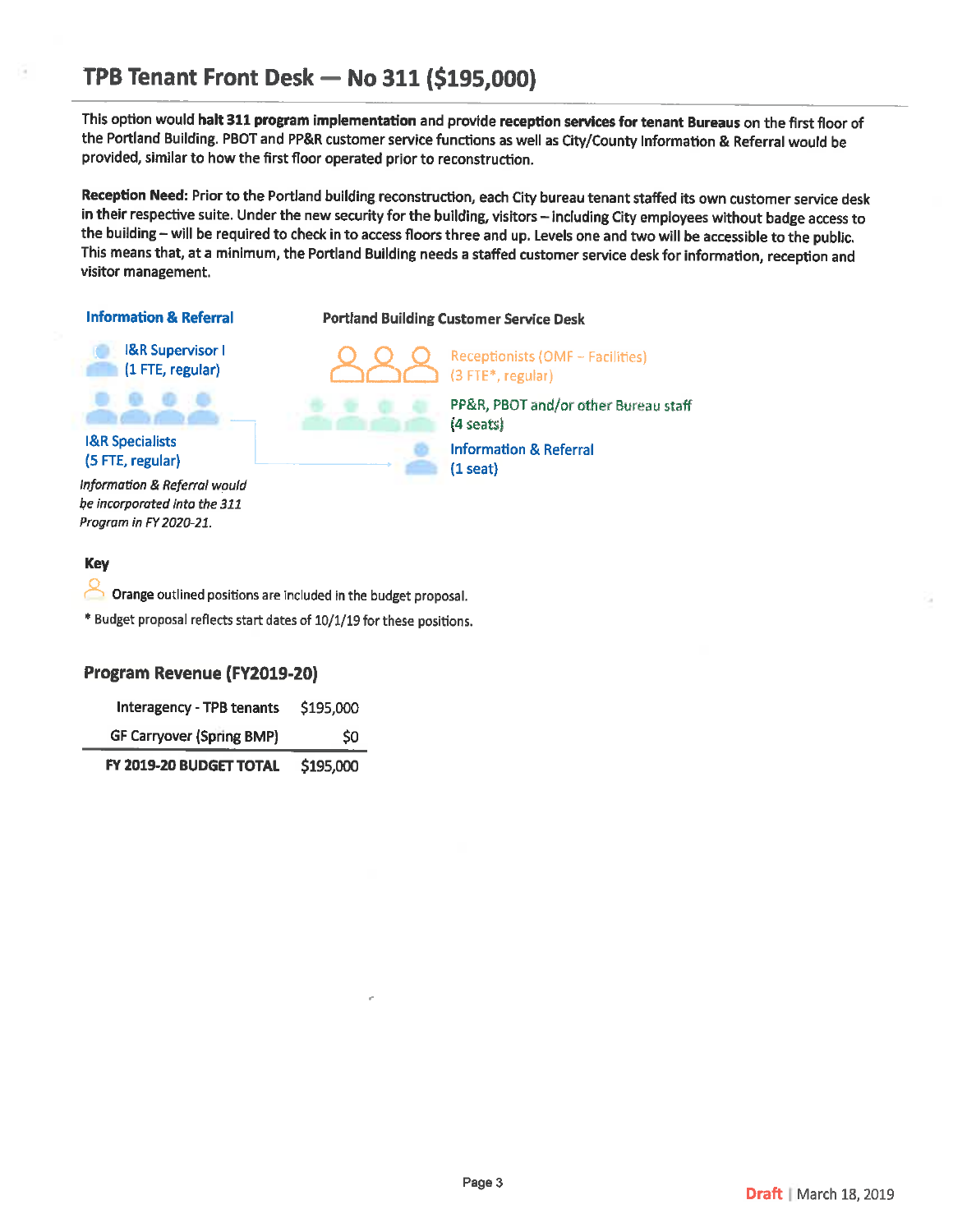## TPB Tenant Front Desk — No 311 ($195,000)

This option would **halt 311 program implementation** and provide **reception services for tenant Bureaus** on the first floor of the Portland Building. PBOT and PP&R customer service functions as well as City/County Information & Referral would be provided, similar to how the first floor operated prior to reconstruction.

**Reception Need:** Prior to the Portland building reconstruction, each City bureau tenant staffed its own customer service desk in their respective suite. Under the new security for the building, visitors – including City employees without badge access to the building – will be required to check in to access floors three and up. Levels one and two will be accessible to the public. This means that, at a minimum, the Portland Building needs a staffed customer service desk for information, reception and visitor management.

**Information & Referral**

I&R Supervisor I
(1 FTE, regular)

I&R Specialists
(5 FTE, regular)

*Information & Referral would be incorporated into the 311 Program in FY 2020-21.*

**Portland Building Customer Service Desk**

Receptionists (OMF – Facilities)
(3 FTE*, regular)

PP&R, PBOT and/or other Bureau staff
(4 seats)

Information & Referral
(1 seat)

**Key**

Orange outlined positions are included in the budget proposal.

\* Budget proposal reflects start dates of 10/1/19 for these positions.

### Program Revenue (FY2019-20)

| | |
|---|---|
| Interagency - TPB tenants | $195,000 |
| GF Carryover (Spring BMP) | $0 |
| **FY 2019-20 BUDGET TOTAL** | $195,000 |

Draft | March 18, 2019